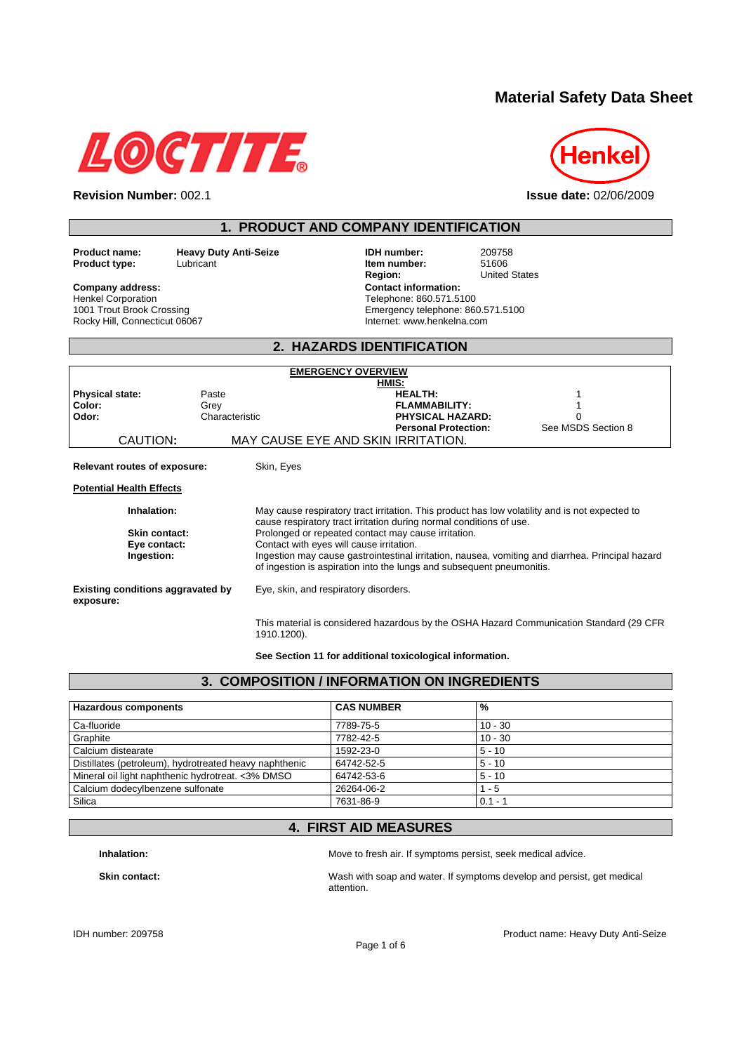# Material Safety Data Sheet

**Revision Number:** 002.1

**Issue date:** 02/06/2009

## 1. PRODUCT AND COMPANY IDENTIFICATION

**Product name:** Heavy Duty Anti-Seize
**Product type:** Lubricant

**IDH number:** 209758
**Item number:** 51606
**Region:** United States

**Company address:**
Henkel Corporation
1001 Trout Brook Crossing
Rocky Hill, Connecticut 06067

**Contact information:**
Telephone: 860.571.5100
Emergency telephone: 860.571.5100
Internet: www.henkelna.com

## 2. HAZARDS IDENTIFICATION

**EMERGENCY OVERVIEW**

| | | | |
|---|---|---|---|
| **Physical state:** | Paste | **HMIS:** | |
| | | **HEALTH:** | 1 |
| **Color:** | Grey | **FLAMMABILITY:** | 1 |
| **Odor:** | Characteristic | **PHYSICAL HAZARD:** | 0 |
| | | **Personal Protection:** | See MSDS Section 8 |

CAUTION: MAY CAUSE EYE AND SKIN IRRITATION.

**Relevant routes of exposure:** Skin, Eyes

**Potential Health Effects**

**Inhalation:** May cause respiratory tract irritation. This product has low volatility and is not expected to cause respiratory tract irritation during normal conditions of use.

**Skin contact:** Prolonged or repeated contact may cause irritation.

**Eye contact:** Contact with eyes will cause irritation.

**Ingestion:** Ingestion may cause gastrointestinal irritation, nausea, vomiting and diarrhea. Principal hazard of ingestion is aspiration into the lungs and subsequent pneumonitis.

**Existing conditions aggravated by exposure:** Eye, skin, and respiratory disorders.

This material is considered hazardous by the OSHA Hazard Communication Standard (29 CFR 1910.1200).

**See Section 11 for additional toxicological information.**

## 3. COMPOSITION / INFORMATION ON INGREDIENTS

| Hazardous components | CAS NUMBER | % |
|---|---|---|
| Ca-fluoride | 7789-75-5 | 10 - 30 |
| Graphite | 7782-42-5 | 10 - 30 |
| Calcium distearate | 1592-23-0 | 5 - 10 |
| Distillates (petroleum), hydrotreated heavy naphthenic | 64742-52-5 | 5 - 10 |
| Mineral oil light naphthenic hydrotreat. <3% DMSO | 64742-53-6 | 5 - 10 |
| Calcium dodecylbenzene sulfonate | 26264-06-2 | 1 - 5 |
| Silica | 7631-86-9 | 0.1 - 1 |

## 4. FIRST AID MEASURES

**Inhalation:** Move to fresh air. If symptoms persist, seek medical advice.

**Skin contact:** Wash with soap and water. If symptoms develop and persist, get medical attention.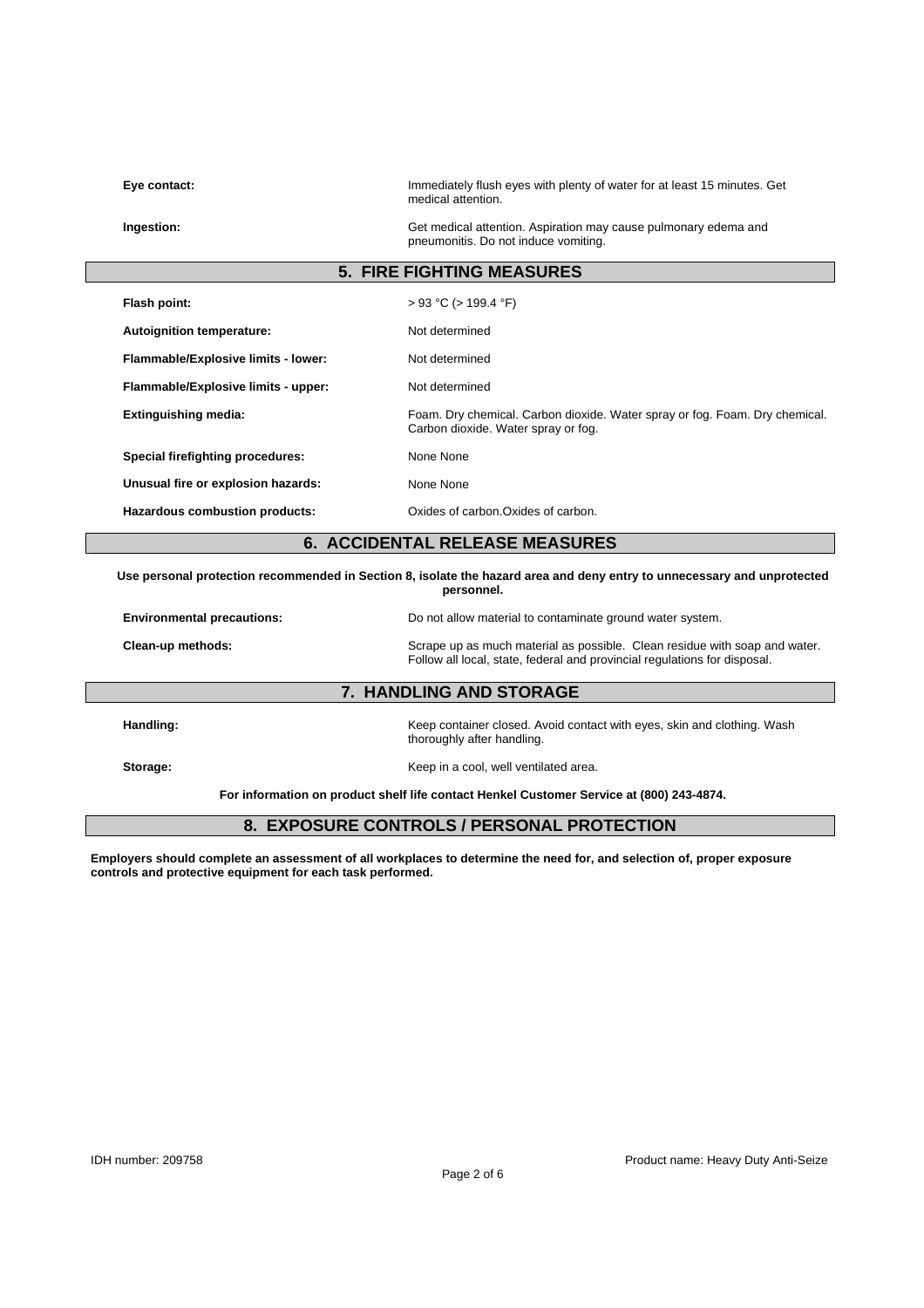**Eye contact:** Immediately flush eyes with plenty of water for at least 15 minutes. Get medical attention.

**Ingestion:** Get medical attention. Aspiration may cause pulmonary edema and pneumonitis. Do not induce vomiting.

## 5. FIRE FIGHTING MEASURES

**Flash point:** > 93 °C (> 199.4 °F)

**Autoignition temperature:** Not determined

**Flammable/Explosive limits - lower:** Not determined

**Flammable/Explosive limits - upper:** Not determined

**Extinguishing media:** Foam. Dry chemical. Carbon dioxide. Water spray or fog. Foam. Dry chemical. Carbon dioxide. Water spray or fog.

**Special firefighting procedures:** None None

**Unusual fire or explosion hazards:** None None

**Hazardous combustion products:** Oxides of carbon.Oxides of carbon.

## 6. ACCIDENTAL RELEASE MEASURES

**Use personal protection recommended in Section 8, isolate the hazard area and deny entry to unnecessary and unprotected personnel.**

**Environmental precautions:** Do not allow material to contaminate ground water system.

**Clean-up methods:** Scrape up as much material as possible. Clean residue with soap and water. Follow all local, state, federal and provincial regulations for disposal.

## 7. HANDLING AND STORAGE

**Handling:** Keep container closed. Avoid contact with eyes, skin and clothing. Wash thoroughly after handling.

**Storage:** Keep in a cool, well ventilated area.

**For information on product shelf life contact Henkel Customer Service at (800) 243-4874.**

## 8. EXPOSURE CONTROLS / PERSONAL PROTECTION

**Employers should complete an assessment of all workplaces to determine the need for, and selection of, proper exposure controls and protective equipment for each task performed.**

IDH number: 209758

Product name: Heavy Duty Anti-Seize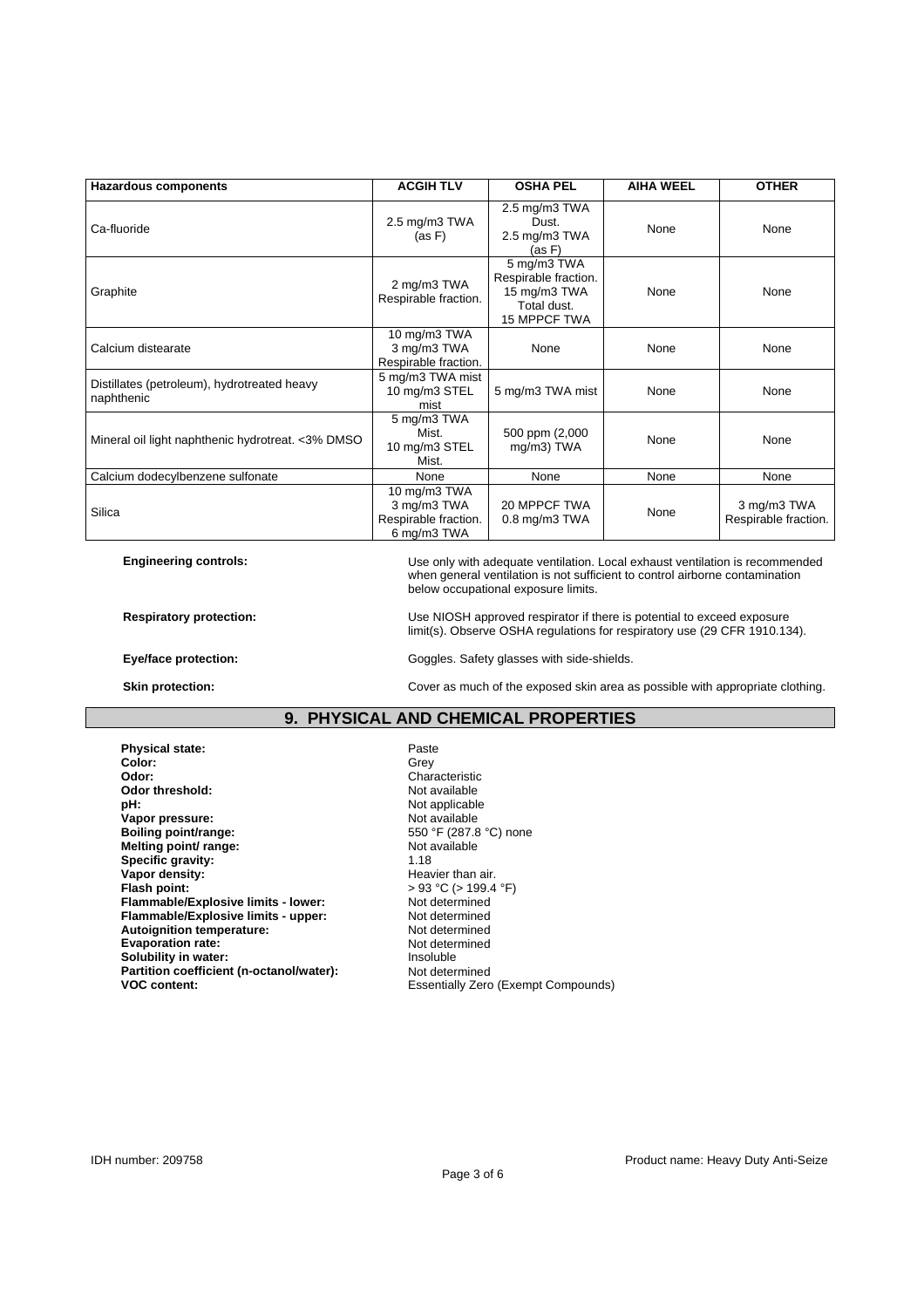| Hazardous components | ACGIH TLV | OSHA PEL | AIHA WEEL | OTHER |
|---|---|---|---|---|
| Ca-fluoride | 2.5 mg/m3 TWA (as F) | 2.5 mg/m3 TWA Dust. 2.5 mg/m3 TWA (as F) | None | None |
| Graphite | 2 mg/m3 TWA Respirable fraction. | 5 mg/m3 TWA Respirable fraction. 15 mg/m3 TWA Total dust. 15 MPPCF TWA | None | None |
| Calcium distearate | 10 mg/m3 TWA 3 mg/m3 TWA Respirable fraction. | None | None | None |
| Distillates (petroleum), hydrotreated heavy naphthenic | 5 mg/m3 TWA mist 10 mg/m3 STEL mist | 5 mg/m3 TWA mist | None | None |
| Mineral oil light naphthenic hydrotreat. <3% DMSO | 5 mg/m3 TWA Mist. 10 mg/m3 STEL Mist. | 500 ppm (2,000 mg/m3) TWA | None | None |
| Calcium dodecylbenzene sulfonate | None | None | None | None |
| Silica | 10 mg/m3 TWA 3 mg/m3 TWA Respirable fraction. 6 mg/m3 TWA | 20 MPPCF TWA 0.8 mg/m3 TWA | None | 3 mg/m3 TWA Respirable fraction. |

**Engineering controls:** Use only with adequate ventilation. Local exhaust ventilation is recommended when general ventilation is not sufficient to control airborne contamination below occupational exposure limits.

**Respiratory protection:** Use NIOSH approved respirator if there is potential to exceed exposure limit(s). Observe OSHA regulations for respiratory use (29 CFR 1910.134).

**Eye/face protection:** Goggles. Safety glasses with side-shields.

**Skin protection:** Cover as much of the exposed skin area as possible with appropriate clothing.

## 9. PHYSICAL AND CHEMICAL PROPERTIES

**Physical state:** Paste
**Color:** Grey
**Odor:** Characteristic
**Odor threshold:** Not available
**pH:** Not applicable
**Vapor pressure:** Not available
**Boiling point/range:** 550 °F (287.8 °C) none
**Melting point/ range:** Not available
**Specific gravity:** 1.18
**Vapor density:** Heavier than air.
**Flash point:** > 93 °C (> 199.4 °F)
**Flammable/Explosive limits - lower:** Not determined
**Flammable/Explosive limits - upper:** Not determined
**Autoignition temperature:** Not determined
**Evaporation rate:** Not determined
**Solubility in water:** Insoluble
**Partition coefficient (n-octanol/water):** Not determined
**VOC content:** Essentially Zero (Exempt Compounds)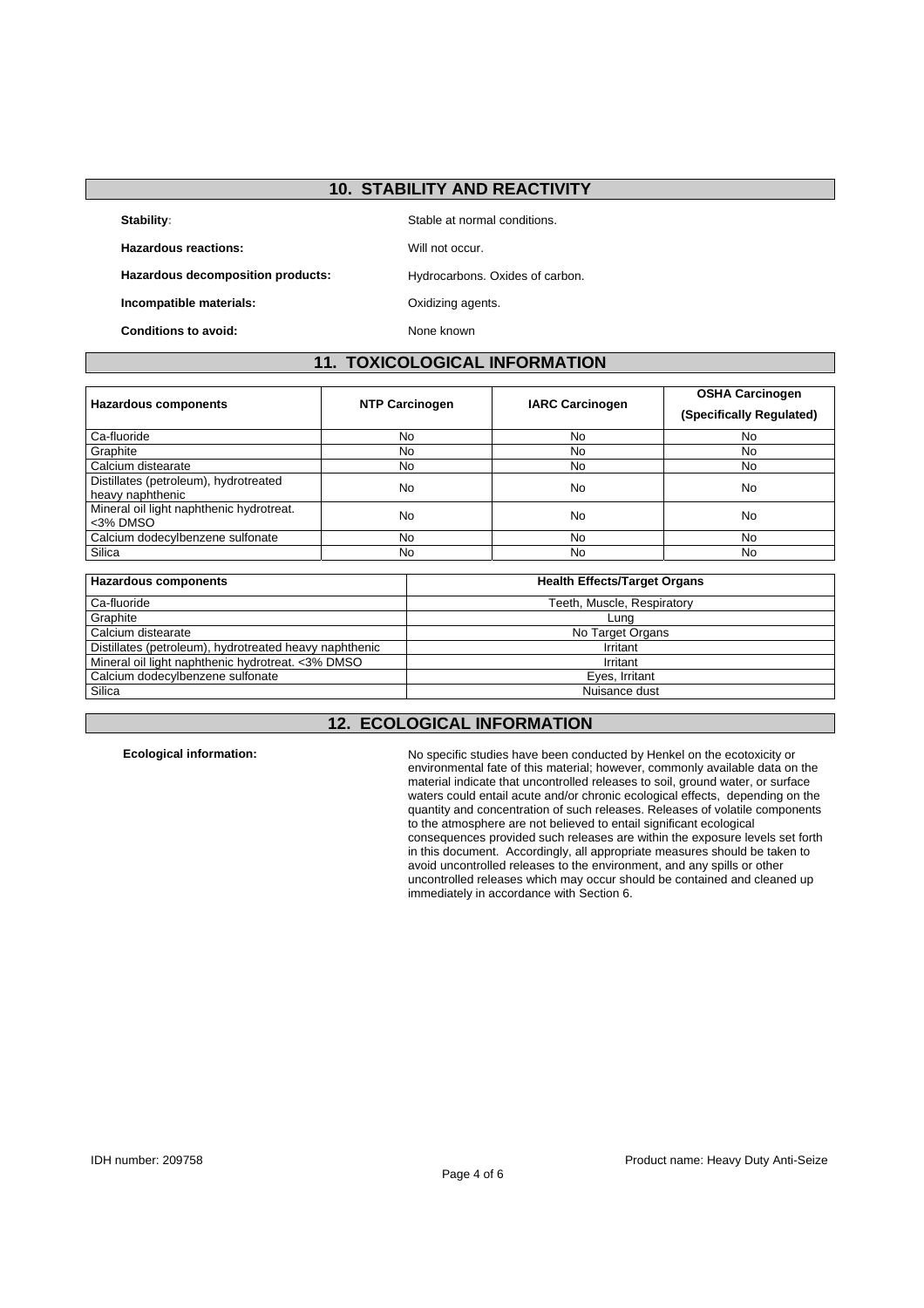## 10. STABILITY AND REACTIVITY

**Stability**: Stable at normal conditions.

**Hazardous reactions:** Will not occur.

**Hazardous decomposition products:** Hydrocarbons. Oxides of carbon.

**Incompatible materials:** Oxidizing agents.

**Conditions to avoid:** None known

## 11. TOXICOLOGICAL INFORMATION

| Hazardous components | NTP Carcinogen | IARC Carcinogen | OSHA Carcinogen (Specifically Regulated) |
|---|---|---|---|
| Ca-fluoride | No | No | No |
| Graphite | No | No | No |
| Calcium distearate | No | No | No |
| Distillates (petroleum), hydrotreated heavy naphthenic | No | No | No |
| Mineral oil light naphthenic hydrotreat. <3% DMSO | No | No | No |
| Calcium dodecylbenzene sulfonate | No | No | No |
| Silica | No | No | No |

| Hazardous components | Health Effects/Target Organs |
|---|---|
| Ca-fluoride | Teeth, Muscle, Respiratory |
| Graphite | Lung |
| Calcium distearate | No Target Organs |
| Distillates (petroleum), hydrotreated heavy naphthenic | Irritant |
| Mineral oil light naphthenic hydrotreat. <3% DMSO | Irritant |
| Calcium dodecylbenzene sulfonate | Eyes, Irritant |
| Silica | Nuisance dust |

## 12. ECOLOGICAL INFORMATION

**Ecological information:** No specific studies have been conducted by Henkel on the ecotoxicity or environmental fate of this material; however, commonly available data on the material indicate that uncontrolled releases to soil, ground water, or surface waters could entail acute and/or chronic ecological effects, depending on the quantity and concentration of such releases. Releases of volatile components to the atmosphere are not believed to entail significant ecological consequences provided such releases are within the exposure levels set forth in this document. Accordingly, all appropriate measures should be taken to avoid uncontrolled releases to the environment, and any spills or other uncontrolled releases which may occur should be contained and cleaned up immediately in accordance with Section 6.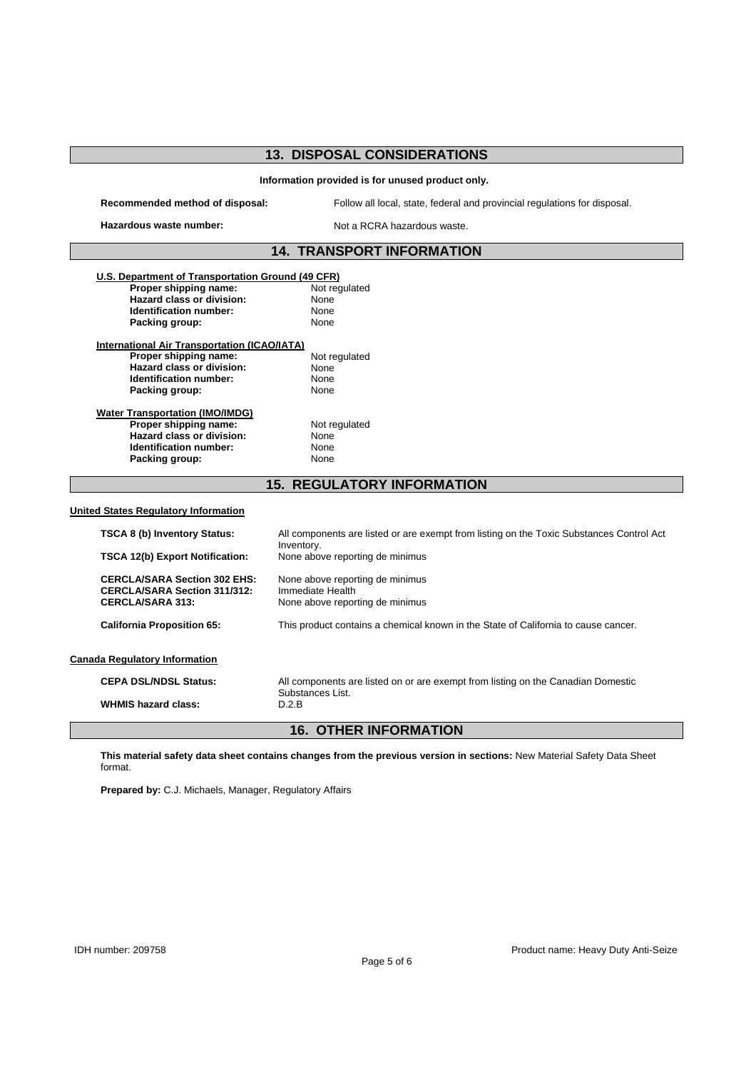## 13. DISPOSAL CONSIDERATIONS

**Information provided is for unused product only.**

**Recommended method of disposal:** Follow all local, state, federal and provincial regulations for disposal.

**Hazardous waste number:** Not a RCRA hazardous waste.

## 14. TRANSPORT INFORMATION

**U.S. Department of Transportation Ground (49 CFR)**

| | |
|---|---|
| **Proper shipping name:** | Not regulated |
| **Hazard class or division:** | None |
| **Identification number:** | None |
| **Packing group:** | None |

**International Air Transportation (ICAO/IATA)**

| | |
|---|---|
| **Proper shipping name:** | Not regulated |
| **Hazard class or division:** | None |
| **Identification number:** | None |
| **Packing group:** | None |

**Water Transportation (IMO/IMDG)**

| | |
|---|---|
| **Proper shipping name:** | Not regulated |
| **Hazard class or division:** | None |
| **Identification number:** | None |
| **Packing group:** | None |

## 15. REGULATORY INFORMATION

**United States Regulatory Information**

| | |
|---|---|
| **TSCA 8 (b) Inventory Status:** | All components are listed or are exempt from listing on the Toxic Substances Control Act Inventory. |
| **TSCA 12(b) Export Notification:** | None above reporting de minimus |
| **CERCLA/SARA Section 302 EHS:** | None above reporting de minimus |
| **CERCLA/SARA Section 311/312:** | Immediate Health |
| **CERCLA/SARA 313:** | None above reporting de minimus |
| **California Proposition 65:** | This product contains a chemical known in the State of California to cause cancer. |

**Canada Regulatory Information**

| | |
|---|---|
| **CEPA DSL/NDSL Status:** | All components are listed on or are exempt from listing on the Canadian Domestic Substances List. |
| **WHMIS hazard class:** | D.2.B |

## 16. OTHER INFORMATION

**This material safety data sheet contains changes from the previous version in sections:** New Material Safety Data Sheet format.

**Prepared by:** C.J. Michaels, Manager, Regulatory Affairs

IDH number: 209758

Product name: Heavy Duty Anti-Seize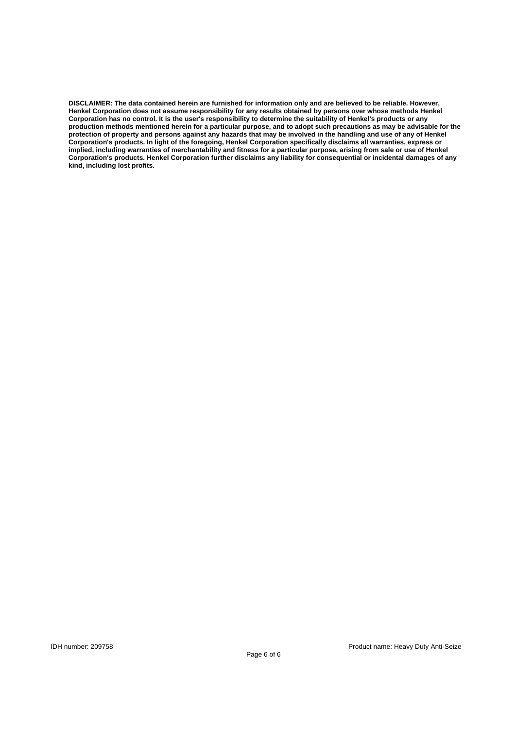**DISCLAIMER: The data contained herein are furnished for information only and are believed to be reliable. However, Henkel Corporation does not assume responsibility for any results obtained by persons over whose methods Henkel Corporation has no control. It is the user's responsibility to determine the suitability of Henkel's products or any production methods mentioned herein for a particular purpose, and to adopt such precautions as may be advisable for the protection of property and persons against any hazards that may be involved in the handling and use of any of Henkel Corporation's products. In light of the foregoing, Henkel Corporation specifically disclaims all warranties, express or implied, including warranties of merchantability and fitness for a particular purpose, arising from sale or use of Henkel Corporation's products. Henkel Corporation further disclaims any liability for consequential or incidental damages of any kind, including lost profits.**